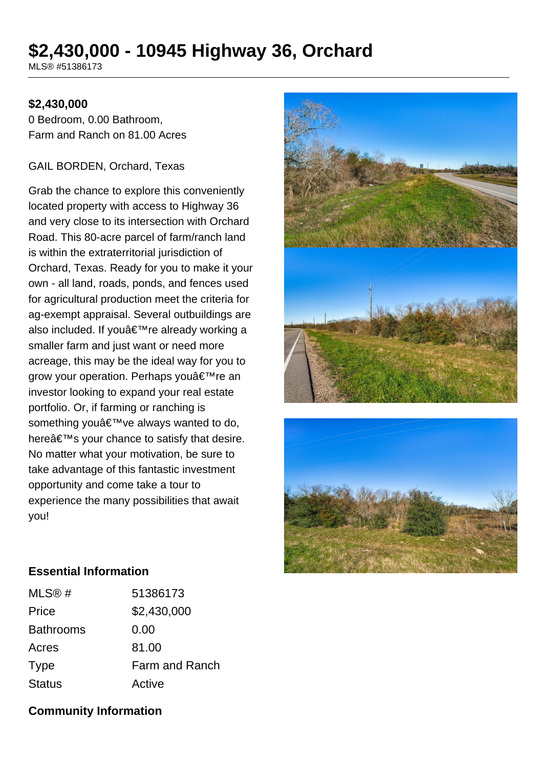# $2,430,000 - 10945 Highway 36, Orchard

MLS® #51386173

**$2,430,000**

0 Bedroom, 0.00 Bathroom,
Farm and Ranch on 81.00 Acres

GAIL BORDEN, Orchard, Texas

Grab the chance to explore this conveniently located property with access to Highway 36 and very close to its intersection with Orchard Road. This 80-acre parcel of farm/ranch land is within the extraterritorial jurisdiction of Orchard, Texas. Ready for you to make it your own - all land, roads, ponds, and fences used for agricultural production meet the criteria for ag-exempt appraisal. Several outbuildings are also included. If youâ€™re already working a smaller farm and just want or need more acreage, this may be the ideal way for you to grow your operation. Perhaps youâ€™re an investor looking to expand your real estate portfolio. Or, if farming or ranching is something youâ€™ve always wanted to do, hereâ€™s your chance to satisfy that desire. No matter what your motivation, be sure to take advantage of this fantastic investment opportunity and come take a tour to experience the many possibilities that await you!

## Essential Information

| | |
|---|---|
| MLS® # | 51386173 |
| Price | $2,430,000 |
| Bathrooms | 0.00 |
| Acres | 81.00 |
| Type | Farm and Ranch |
| Status | Active |

## Community Information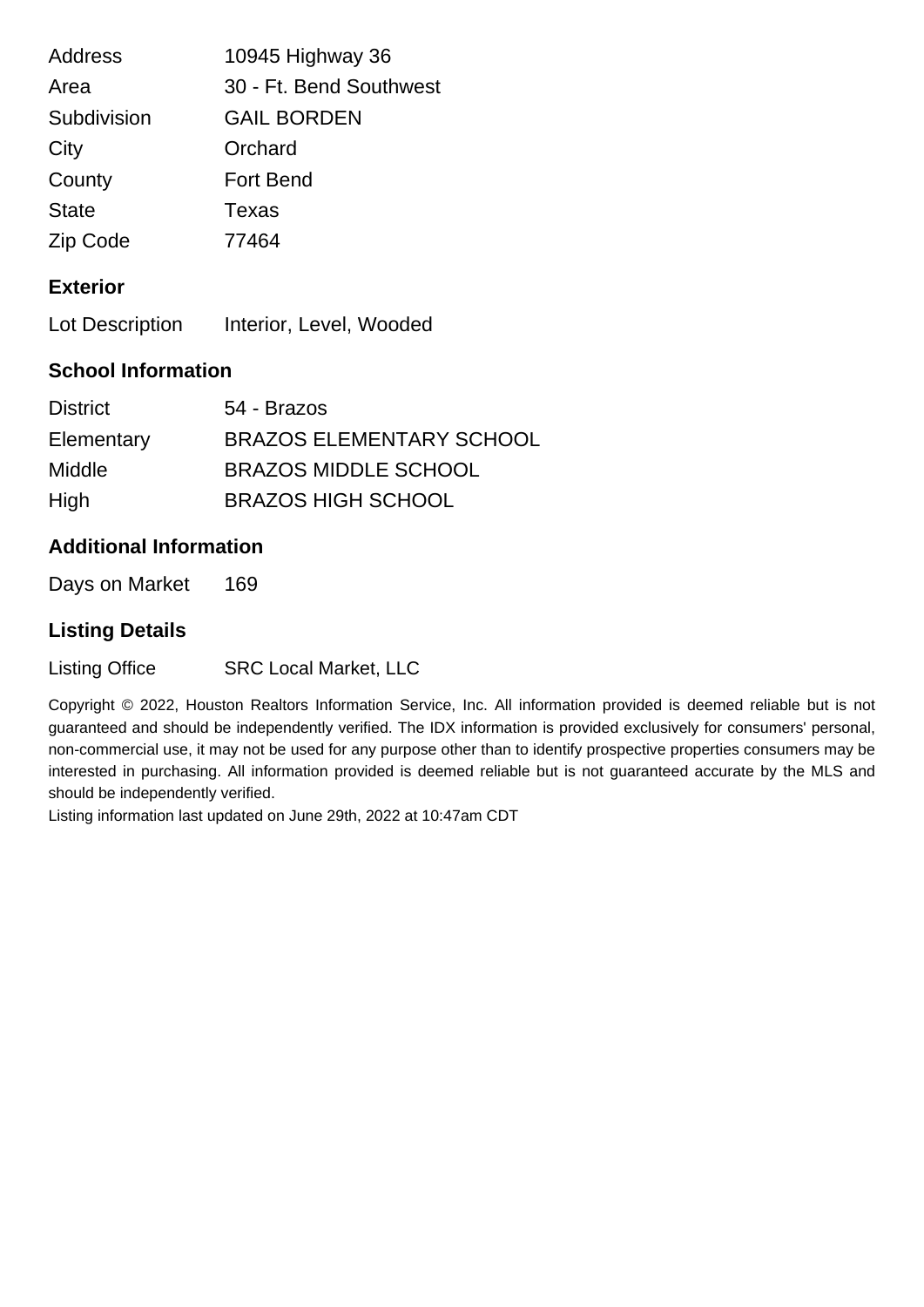| | |
|---|---|
| Address | 10945 Highway 36 |
| Area | 30 - Ft. Bend Southwest |
| Subdivision | GAIL BORDEN |
| City | Orchard |
| County | Fort Bend |
| State | Texas |
| Zip Code | 77464 |

## Exterior

| | |
|---|---|
| Lot Description | Interior, Level, Wooded |

## School Information

| | |
|---|---|
| District | 54 - Brazos |
| Elementary | BRAZOS ELEMENTARY SCHOOL |
| Middle | BRAZOS MIDDLE SCHOOL |
| High | BRAZOS HIGH SCHOOL |

## Additional Information

| | |
|---|---|
| Days on Market | 169 |

## Listing Details

| | |
|---|---|
| Listing Office | SRC Local Market, LLC |

Copyright © 2022, Houston Realtors Information Service, Inc. All information provided is deemed reliable but is not guaranteed and should be independently verified. The IDX information is provided exclusively for consumers' personal, non-commercial use, it may not be used for any purpose other than to identify prospective properties consumers may be interested in purchasing. All information provided is deemed reliable but is not guaranteed accurate by the MLS and should be independently verified.

Listing information last updated on June 29th, 2022 at 10:47am CDT